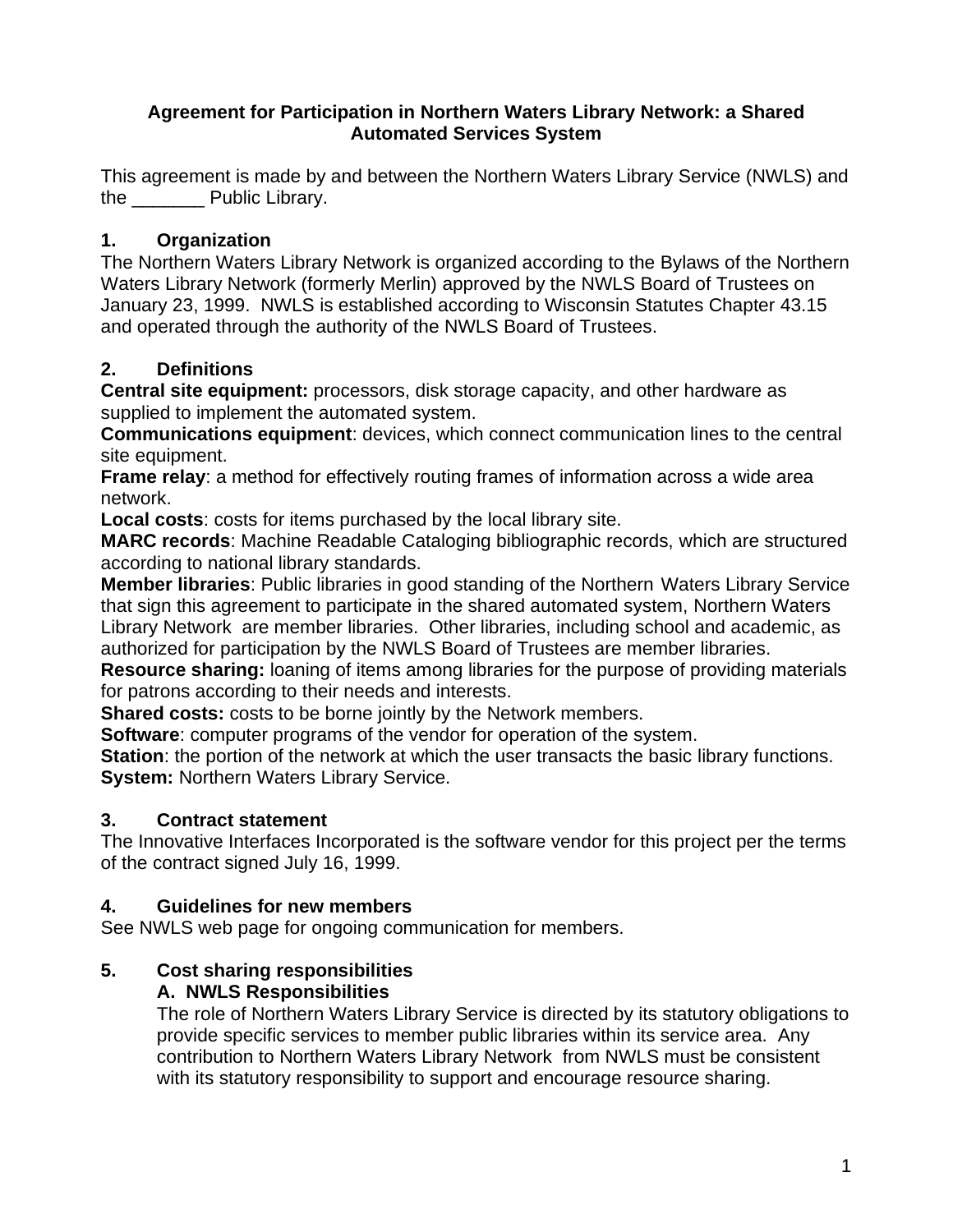# Agreement for Participation in Northern Waters Library Network: a Shared Automated Services System

This agreement is made by and between the Northern Waters Library Service (NWLS) and the _______ Public Library.

## 1. Organization

The Northern Waters Library Network is organized according to the Bylaws of the Northern Waters Library Network (formerly Merlin) approved by the NWLS Board of Trustees on January 23, 1999. NWLS is established according to Wisconsin Statutes Chapter 43.15 and operated through the authority of the NWLS Board of Trustees.

## 2. Definitions

**Central site equipment:** processors, disk storage capacity, and other hardware as supplied to implement the automated system.
**Communications equipment**: devices, which connect communication lines to the central site equipment.
**Frame relay**: a method for effectively routing frames of information across a wide area network.
**Local costs**: costs for items purchased by the local library site.
**MARC records**: Machine Readable Cataloging bibliographic records, which are structured according to national library standards.
**Member libraries**: Public libraries in good standing of the Northern Waters Library Service that sign this agreement to participate in the shared automated system, Northern Waters Library Network are member libraries. Other libraries, including school and academic, as authorized for participation by the NWLS Board of Trustees are member libraries.
**Resource sharing:** loaning of items among libraries for the purpose of providing materials for patrons according to their needs and interests.
**Shared costs:** costs to be borne jointly by the Network members.
**Software**: computer programs of the vendor for operation of the system.
**Station**: the portion of the network at which the user transacts the basic library functions.
**System:** Northern Waters Library Service.

## 3. Contract statement

The Innovative Interfaces Incorporated is the software vendor for this project per the terms of the contract signed July 16, 1999.

## 4. Guidelines for new members

See NWLS web page for ongoing communication for members.

## 5. Cost sharing responsibilities

### A. NWLS Responsibilities

The role of Northern Waters Library Service is directed by its statutory obligations to provide specific services to member public libraries within its service area. Any contribution to Northern Waters Library Network from NWLS must be consistent with its statutory responsibility to support and encourage resource sharing.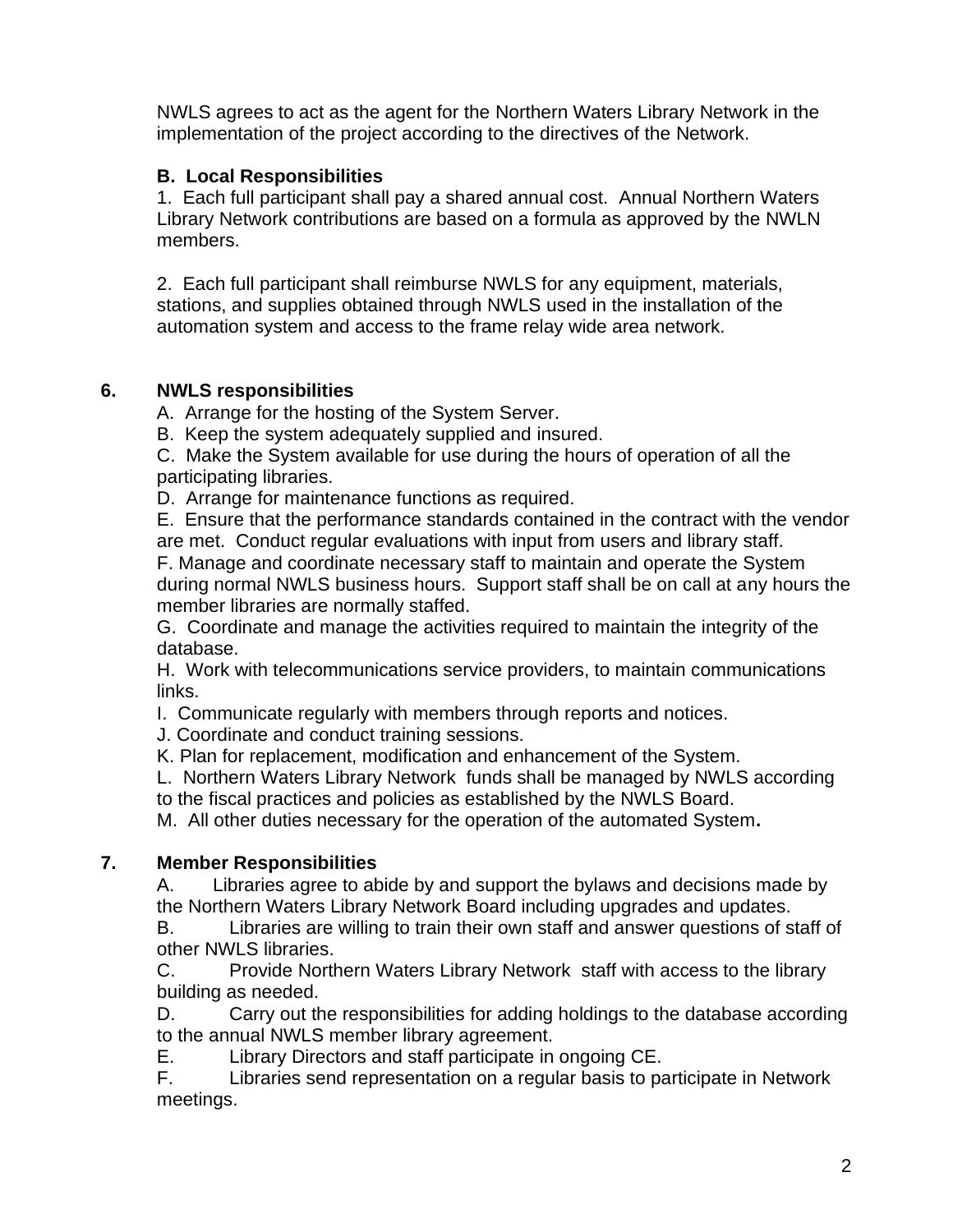NWLS agrees to act as the agent for the Northern Waters Library Network in the implementation of the project according to the directives of the Network.

**B. Local Responsibilities**

1. Each full participant shall pay a shared annual cost. Annual Northern Waters Library Network contributions are based on a formula as approved by the NWLN members.

2. Each full participant shall reimburse NWLS for any equipment, materials, stations, and supplies obtained through NWLS used in the installation of the automation system and access to the frame relay wide area network.

## 6. NWLS responsibilities

A. Arrange for the hosting of the System Server.
B. Keep the system adequately supplied and insured.
C. Make the System available for use during the hours of operation of all the participating libraries.
D. Arrange for maintenance functions as required.
E. Ensure that the performance standards contained in the contract with the vendor are met. Conduct regular evaluations with input from users and library staff.
F. Manage and coordinate necessary staff to maintain and operate the System during normal NWLS business hours. Support staff shall be on call at any hours the member libraries are normally staffed.
G. Coordinate and manage the activities required to maintain the integrity of the database.
H. Work with telecommunications service providers, to maintain communications links.
I. Communicate regularly with members through reports and notices.
J. Coordinate and conduct training sessions.
K. Plan for replacement, modification and enhancement of the System.
L. Northern Waters Library Network funds shall be managed by NWLS according to the fiscal practices and policies as established by the NWLS Board.
M. All other duties necessary for the operation of the automated System**.**

## 7. Member Responsibilities

A. Libraries agree to abide by and support the bylaws and decisions made by the Northern Waters Library Network Board including upgrades and updates.
B. Libraries are willing to train their own staff and answer questions of staff of other NWLS libraries.
C. Provide Northern Waters Library Network staff with access to the library building as needed.
D. Carry out the responsibilities for adding holdings to the database according to the annual NWLS member library agreement.
E. Library Directors and staff participate in ongoing CE.
F. Libraries send representation on a regular basis to participate in Network meetings.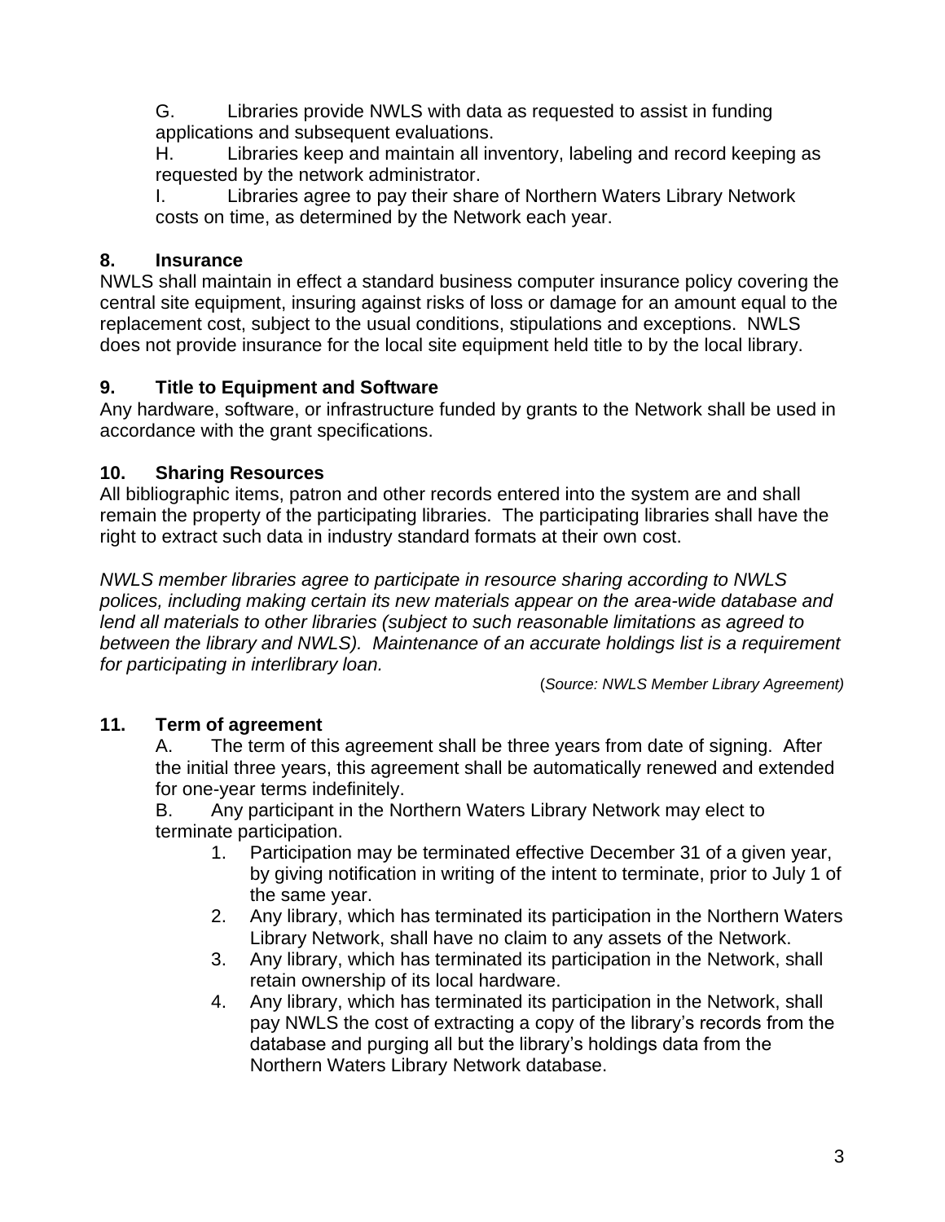G. Libraries provide NWLS with data as requested to assist in funding applications and subsequent evaluations.

H. Libraries keep and maintain all inventory, labeling and record keeping as requested by the network administrator.

I. Libraries agree to pay their share of Northern Waters Library Network costs on time, as determined by the Network each year.

## 8. Insurance

NWLS shall maintain in effect a standard business computer insurance policy covering the central site equipment, insuring against risks of loss or damage for an amount equal to the replacement cost, subject to the usual conditions, stipulations and exceptions. NWLS does not provide insurance for the local site equipment held title to by the local library.

## 9. Title to Equipment and Software

Any hardware, software, or infrastructure funded by grants to the Network shall be used in accordance with the grant specifications.

## 10. Sharing Resources

All bibliographic items, patron and other records entered into the system are and shall remain the property of the participating libraries. The participating libraries shall have the right to extract such data in industry standard formats at their own cost.

*NWLS member libraries agree to participate in resource sharing according to NWLS polices, including making certain its new materials appear on the area-wide database and lend all materials to other libraries (subject to such reasonable limitations as agreed to between the library and NWLS). Maintenance of an accurate holdings list is a requirement for participating in interlibrary loan.*

(*Source: NWLS Member Library Agreement)*

## 11. Term of agreement

A. The term of this agreement shall be three years from date of signing. After the initial three years, this agreement shall be automatically renewed and extended for one-year terms indefinitely.

B. Any participant in the Northern Waters Library Network may elect to terminate participation.

1. Participation may be terminated effective December 31 of a given year, by giving notification in writing of the intent to terminate, prior to July 1 of the same year.
2. Any library, which has terminated its participation in the Northern Waters Library Network, shall have no claim to any assets of the Network.
3. Any library, which has terminated its participation in the Network, shall retain ownership of its local hardware.
4. Any library, which has terminated its participation in the Network, shall pay NWLS the cost of extracting a copy of the library's records from the database and purging all but the library's holdings data from the Northern Waters Library Network database.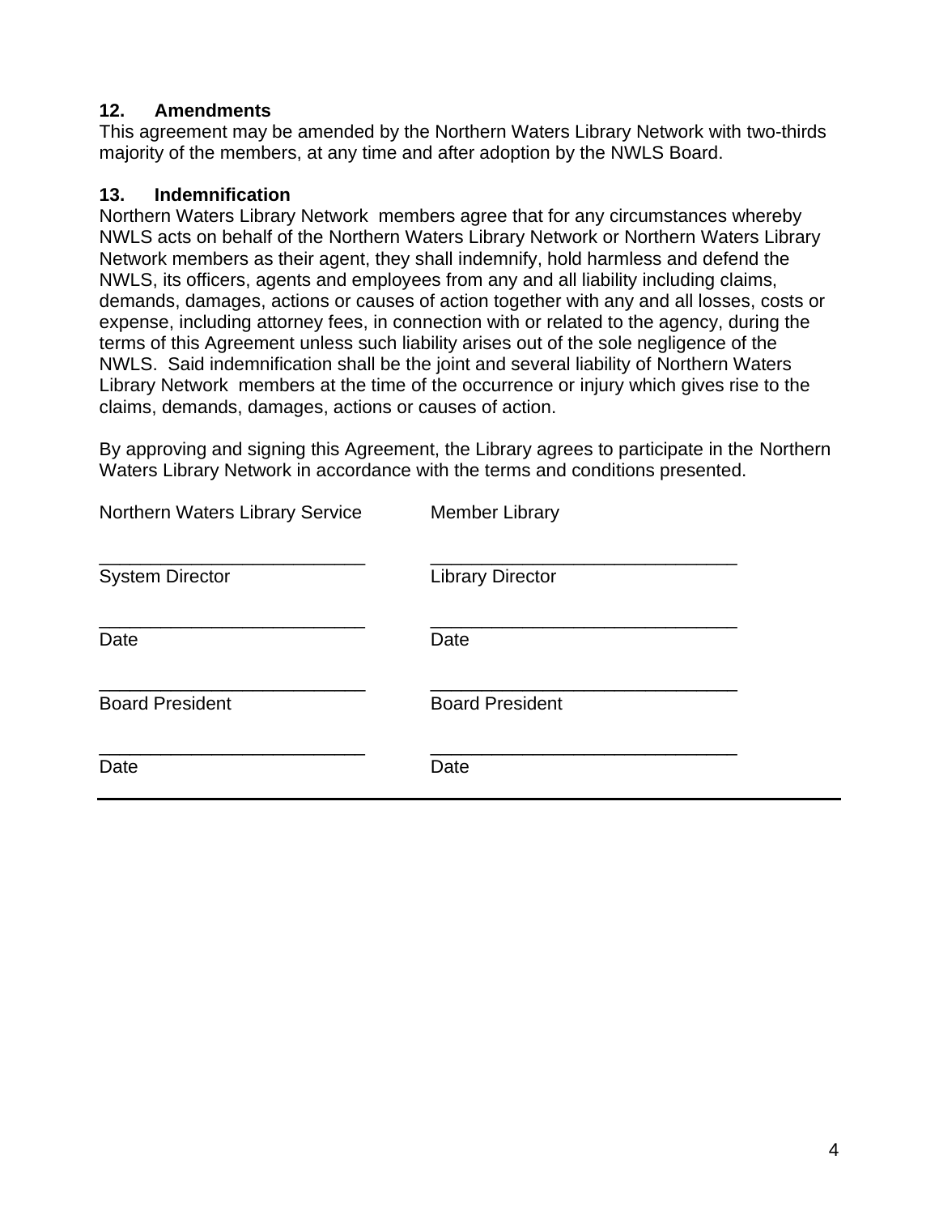**12. Amendments**

This agreement may be amended by the Northern Waters Library Network with two-thirds majority of the members, at any time and after adoption by the NWLS Board.

**13. Indemnification**

Northern Waters Library Network members agree that for any circumstances whereby NWLS acts on behalf of the Northern Waters Library Network or Northern Waters Library Network members as their agent, they shall indemnify, hold harmless and defend the NWLS, its officers, agents and employees from any and all liability including claims, demands, damages, actions or causes of action together with any and all losses, costs or expense, including attorney fees, in connection with or related to the agency, during the terms of this Agreement unless such liability arises out of the sole negligence of the NWLS. Said indemnification shall be the joint and several liability of Northern Waters Library Network members at the time of the occurrence or injury which gives rise to the claims, demands, damages, actions or causes of action.

By approving and signing this Agreement, the Library agrees to participate in the Northern Waters Library Network in accordance with the terms and conditions presented.

| Northern Waters Library Service | Member Library |
|---|---|
| ___________________________ | ______________________________ |
| System Director | Library Director |
| ___________________________ | ______________________________ |
| Date | Date |
| ___________________________ | ______________________________ |
| Board President | Board President |
| ___________________________ | ______________________________ |
| Date | Date |